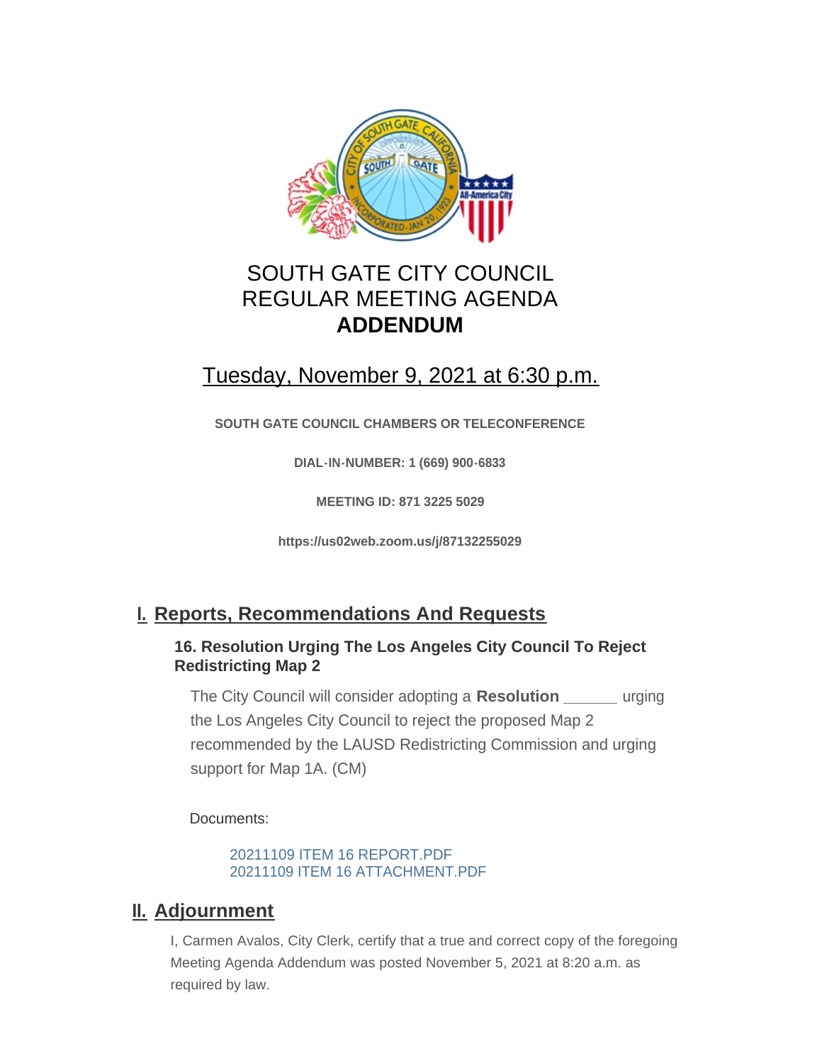# SOUTH GATE CITY COUNCIL
# REGULAR MEETING AGENDA
# **ADDENDUM**

## Tuesday, November 9, 2021 at 6:30 p.m.

**SOUTH GATE COUNCIL CHAMBERS OR TELECONFERENCE**

**DIAL-IN-NUMBER: 1 (669) 900-6833**

**MEETING ID: 871 3225 5029**

**https://us02web.zoom.us/j/87132255029**

## I. Reports, Recommendations And Requests

### 16. Resolution Urging The Los Angeles City Council To Reject Redistricting Map 2

The City Council will consider adopting a **Resolution** ______ urging the Los Angeles City Council to reject the proposed Map 2 recommended by the LAUSD Redistricting Commission and urging support for Map 1A. (CM)

Documents:

20211109 ITEM 16 REPORT.PDF
20211109 ITEM 16 ATTACHMENT.PDF

## II. Adjournment

I, Carmen Avalos, City Clerk, certify that a true and correct copy of the foregoing Meeting Agenda Addendum was posted November 5, 2021 at 8:20 a.m. as required by law.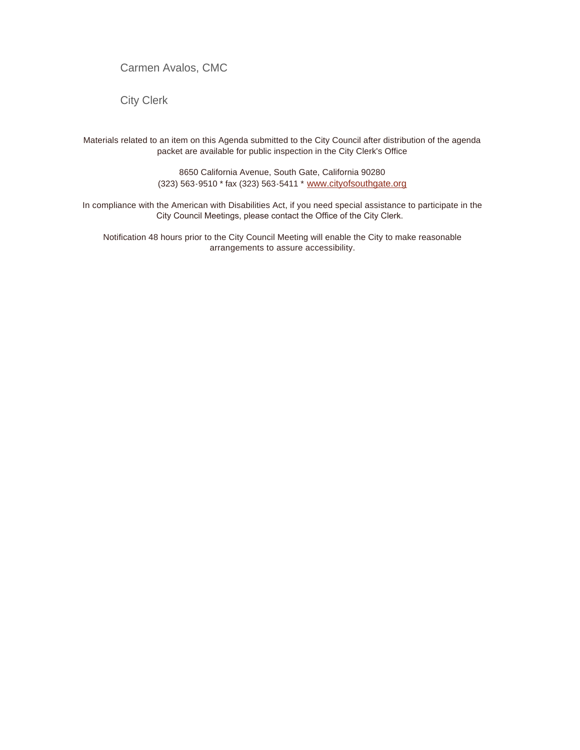Carmen Avalos, CMC

City Clerk

Materials related to an item on this Agenda submitted to the City Council after distribution of the agenda packet are available for public inspection in the City Clerk's Office

8650 California Avenue, South Gate, California 90280
(323) 563-9510 * fax (323) 563-5411 * www.cityofsouthgate.org

In compliance with the American with Disabilities Act, if you need special assistance to participate in the City Council Meetings, please contact the Office of the City Clerk.

Notification 48 hours prior to the City Council Meeting will enable the City to make reasonable arrangements to assure accessibility.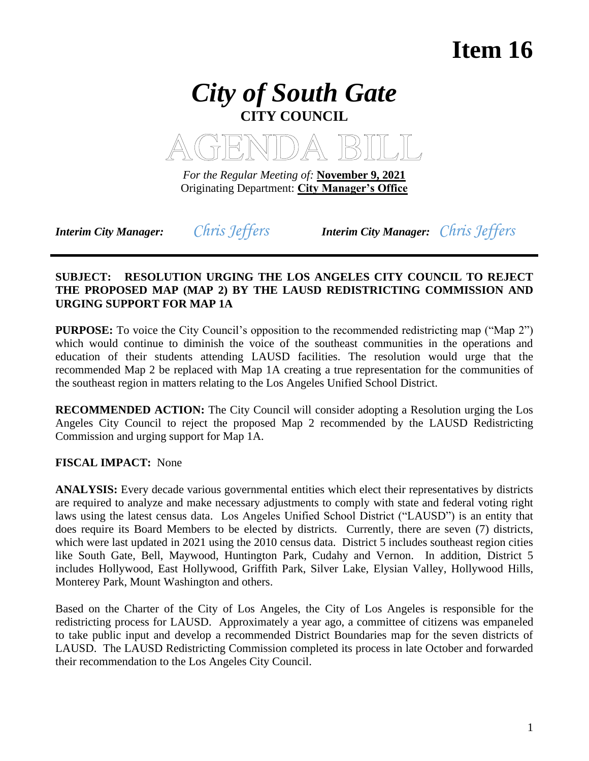# Item 16

# *City of South Gate*

**CITY COUNCIL**

AGENDA BILL

*For the Regular Meeting of:* **November 9, 2021**
Originating Department: **City Manager's Office**

***Interim City Manager:*** *Chris Jeffers* ***Interim City Manager:*** *Chris Jeffers*

---

**SUBJECT: RESOLUTION URGING THE LOS ANGELES CITY COUNCIL TO REJECT THE PROPOSED MAP (MAP 2) BY THE LAUSD REDISTRICTING COMMISSION AND URGING SUPPORT FOR MAP 1A**

**PURPOSE:** To voice the City Council's opposition to the recommended redistricting map ("Map 2") which would continue to diminish the voice of the southeast communities in the operations and education of their students attending LAUSD facilities. The resolution would urge that the recommended Map 2 be replaced with Map 1A creating a true representation for the communities of the southeast region in matters relating to the Los Angeles Unified School District.

**RECOMMENDED ACTION:** The City Council will consider adopting a Resolution urging the Los Angeles City Council to reject the proposed Map 2 recommended by the LAUSD Redistricting Commission and urging support for Map 1A.

**FISCAL IMPACT:** None

**ANALYSIS:** Every decade various governmental entities which elect their representatives by districts are required to analyze and make necessary adjustments to comply with state and federal voting right laws using the latest census data. Los Angeles Unified School District ("LAUSD") is an entity that does require its Board Members to be elected by districts. Currently, there are seven (7) districts, which were last updated in 2021 using the 2010 census data. District 5 includes southeast region cities like South Gate, Bell, Maywood, Huntington Park, Cudahy and Vernon. In addition, District 5 includes Hollywood, East Hollywood, Griffith Park, Silver Lake, Elysian Valley, Hollywood Hills, Monterey Park, Mount Washington and others.

Based on the Charter of the City of Los Angeles, the City of Los Angeles is responsible for the redistricting process for LAUSD. Approximately a year ago, a committee of citizens was empaneled to take public input and develop a recommended District Boundaries map for the seven districts of LAUSD. The LAUSD Redistricting Commission completed its process in late October and forwarded their recommendation to the Los Angeles City Council.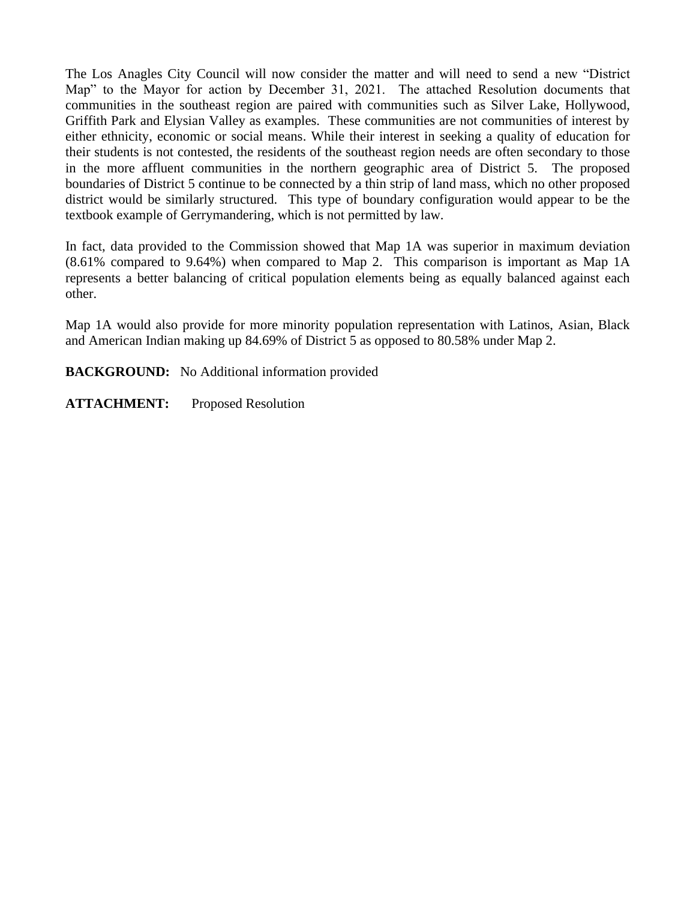The Los Anagles City Council will now consider the matter and will need to send a new "District Map" to the Mayor for action by December 31, 2021. The attached Resolution documents that communities in the southeast region are paired with communities such as Silver Lake, Hollywood, Griffith Park and Elysian Valley as examples. These communities are not communities of interest by either ethnicity, economic or social means. While their interest in seeking a quality of education for their students is not contested, the residents of the southeast region needs are often secondary to those in the more affluent communities in the northern geographic area of District 5. The proposed boundaries of District 5 continue to be connected by a thin strip of land mass, which no other proposed district would be similarly structured. This type of boundary configuration would appear to be the textbook example of Gerrymandering, which is not permitted by law.

In fact, data provided to the Commission showed that Map 1A was superior in maximum deviation (8.61% compared to 9.64%) when compared to Map 2. This comparison is important as Map 1A represents a better balancing of critical population elements being as equally balanced against each other.

Map 1A would also provide for more minority population representation with Latinos, Asian, Black and American Indian making up 84.69% of District 5 as opposed to 80.58% under Map 2.

**BACKGROUND:** No Additional information provided

**ATTACHMENT:** Proposed Resolution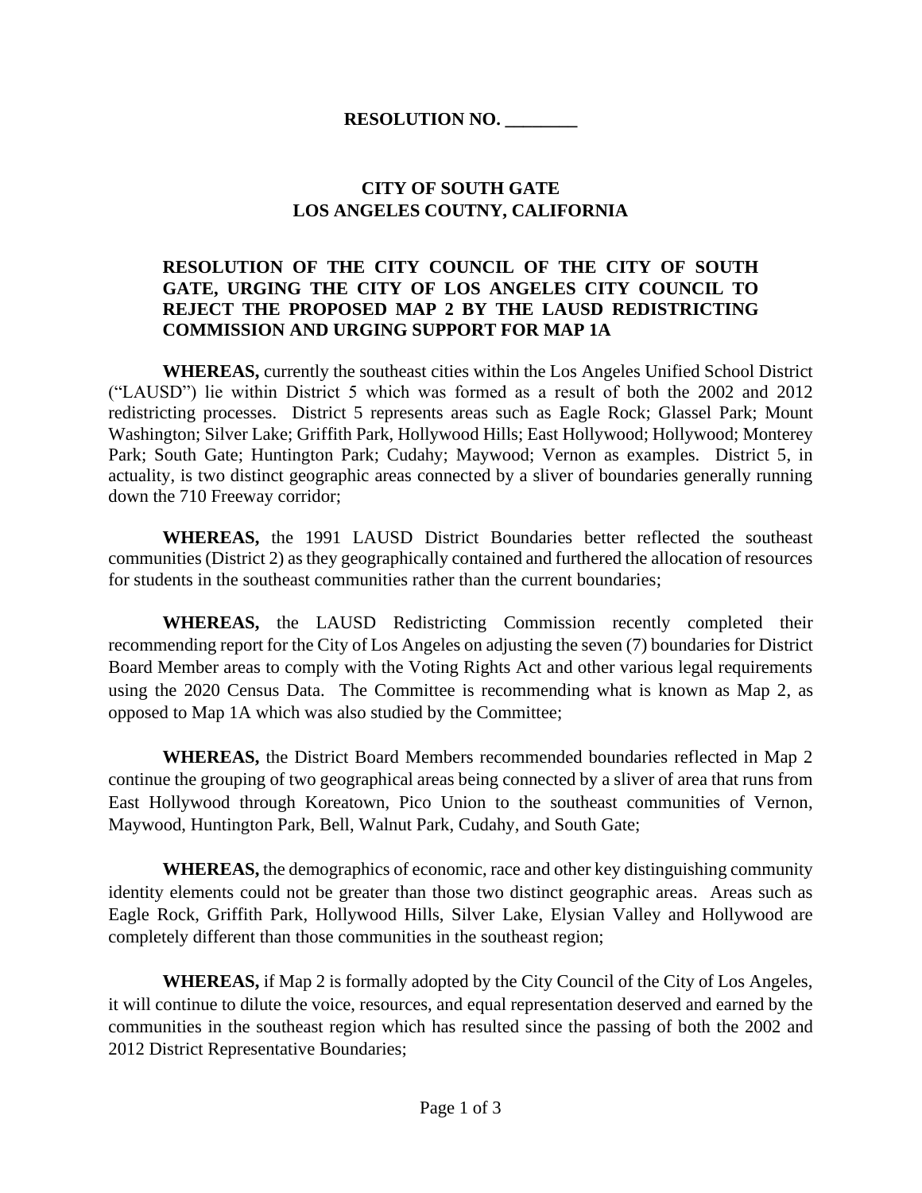**RESOLUTION NO. ________**

**CITY OF SOUTH GATE**
**LOS ANGELES COUTNY, CALIFORNIA**

**RESOLUTION OF THE CITY COUNCIL OF THE CITY OF SOUTH GATE, URGING THE CITY OF LOS ANGELES CITY COUNCIL TO REJECT THE PROPOSED MAP 2 BY THE LAUSD REDISTRICTING COMMISSION AND URGING SUPPORT FOR MAP 1A**

**WHEREAS,** currently the southeast cities within the Los Angeles Unified School District ("LAUSD") lie within District 5 which was formed as a result of both the 2002 and 2012 redistricting processes. District 5 represents areas such as Eagle Rock; Glassel Park; Mount Washington; Silver Lake; Griffith Park, Hollywood Hills; East Hollywood; Hollywood; Monterey Park; South Gate; Huntington Park; Cudahy; Maywood; Vernon as examples. District 5, in actuality, is two distinct geographic areas connected by a sliver of boundaries generally running down the 710 Freeway corridor;

**WHEREAS,** the 1991 LAUSD District Boundaries better reflected the southeast communities (District 2) as they geographically contained and furthered the allocation of resources for students in the southeast communities rather than the current boundaries;

**WHEREAS,** the LAUSD Redistricting Commission recently completed their recommending report for the City of Los Angeles on adjusting the seven (7) boundaries for District Board Member areas to comply with the Voting Rights Act and other various legal requirements using the 2020 Census Data. The Committee is recommending what is known as Map 2, as opposed to Map 1A which was also studied by the Committee;

**WHEREAS,** the District Board Members recommended boundaries reflected in Map 2 continue the grouping of two geographical areas being connected by a sliver of area that runs from East Hollywood through Koreatown, Pico Union to the southeast communities of Vernon, Maywood, Huntington Park, Bell, Walnut Park, Cudahy, and South Gate;

**WHEREAS,** the demographics of economic, race and other key distinguishing community identity elements could not be greater than those two distinct geographic areas. Areas such as Eagle Rock, Griffith Park, Hollywood Hills, Silver Lake, Elysian Valley and Hollywood are completely different than those communities in the southeast region;

**WHEREAS,** if Map 2 is formally adopted by the City Council of the City of Los Angeles, it will continue to dilute the voice, resources, and equal representation deserved and earned by the communities in the southeast region which has resulted since the passing of both the 2002 and 2012 District Representative Boundaries;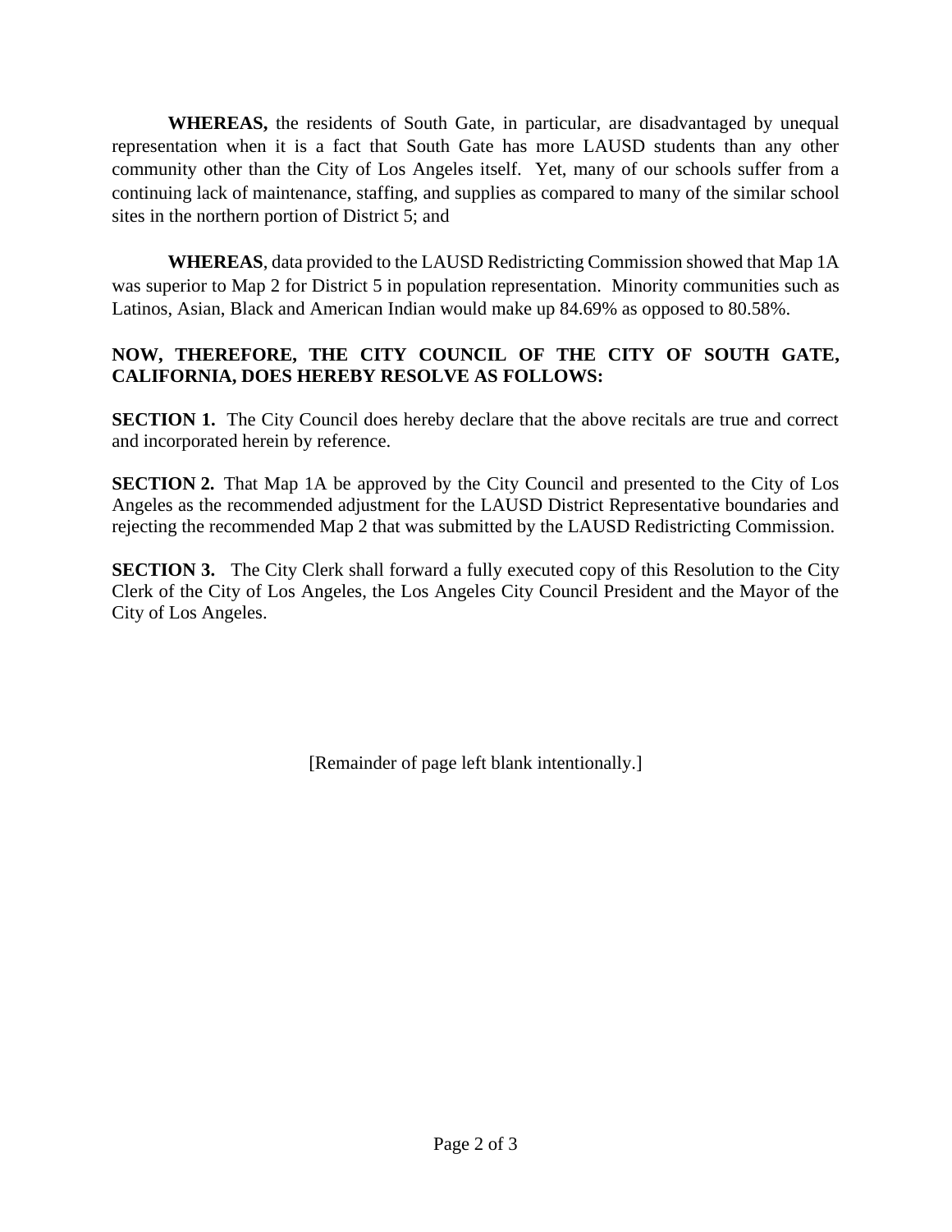**WHEREAS,** the residents of South Gate, in particular, are disadvantaged by unequal representation when it is a fact that South Gate has more LAUSD students than any other community other than the City of Los Angeles itself. Yet, many of our schools suffer from a continuing lack of maintenance, staffing, and supplies as compared to many of the similar school sites in the northern portion of District 5; and

**WHEREAS**, data provided to the LAUSD Redistricting Commission showed that Map 1A was superior to Map 2 for District 5 in population representation. Minority communities such as Latinos, Asian, Black and American Indian would make up 84.69% as opposed to 80.58%.

**NOW, THEREFORE, THE CITY COUNCIL OF THE CITY OF SOUTH GATE, CALIFORNIA, DOES HEREBY RESOLVE AS FOLLOWS:**

**SECTION 1.** The City Council does hereby declare that the above recitals are true and correct and incorporated herein by reference.

**SECTION 2.** That Map 1A be approved by the City Council and presented to the City of Los Angeles as the recommended adjustment for the LAUSD District Representative boundaries and rejecting the recommended Map 2 that was submitted by the LAUSD Redistricting Commission.

**SECTION 3.** The City Clerk shall forward a fully executed copy of this Resolution to the City Clerk of the City of Los Angeles, the Los Angeles City Council President and the Mayor of the City of Los Angeles.

[Remainder of page left blank intentionally.]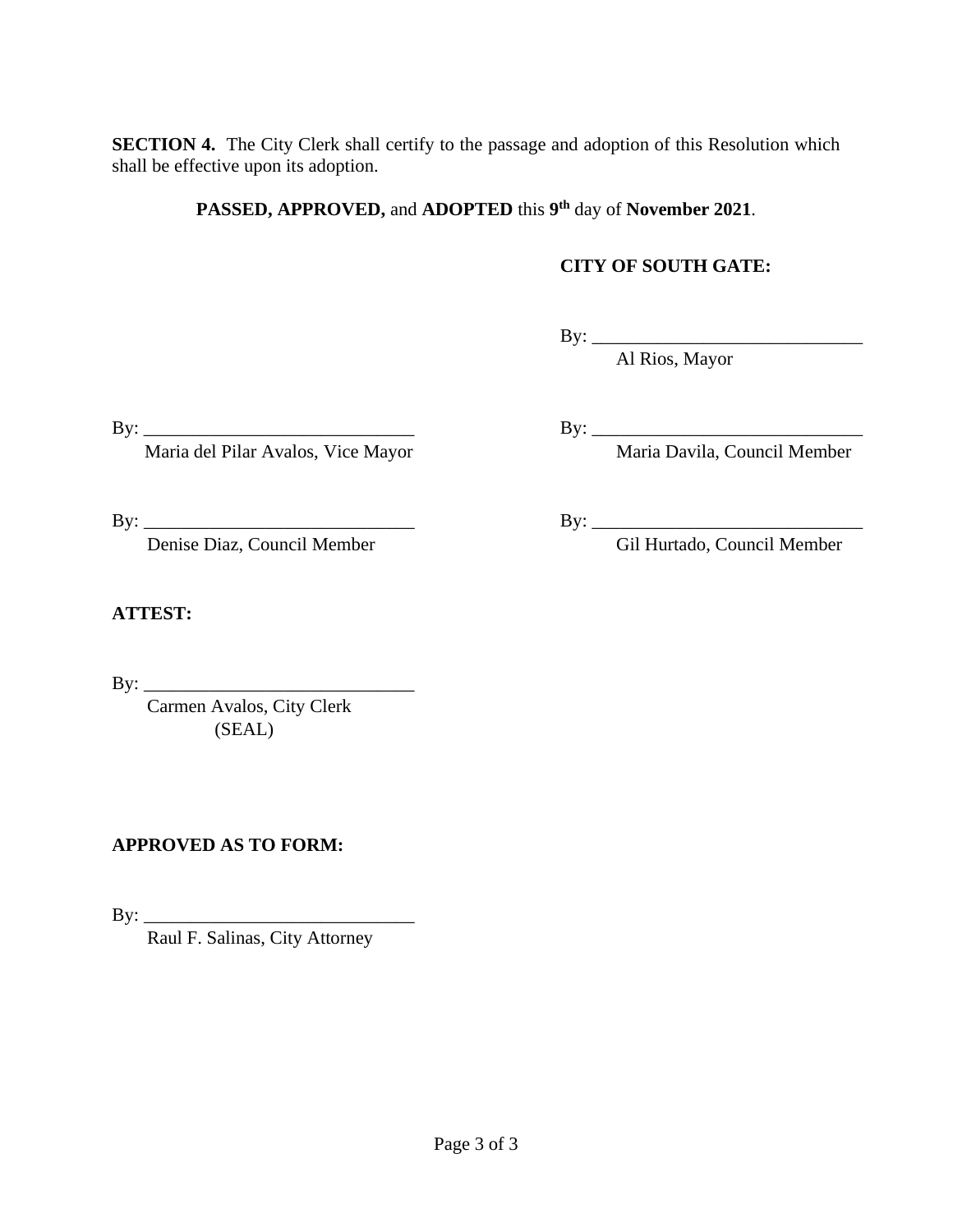**SECTION 4.** The City Clerk shall certify to the passage and adoption of this Resolution which shall be effective upon its adoption.

**PASSED, APPROVED,** and **ADOPTED** this **9th** day of **November 2021**.

**CITY OF SOUTH GATE:**

By: _____________________________
Al Rios, Mayor

By: _____________________________
Maria del Pilar Avalos, Vice Mayor

By: _____________________________
Maria Davila, Council Member

By: _____________________________
Denise Diaz, Council Member

By: _____________________________
Gil Hurtado, Council Member

**ATTEST:**

By: _____________________________
Carmen Avalos, City Clerk
(SEAL)

**APPROVED AS TO FORM:**

By: _____________________________
Raul F. Salinas, City Attorney